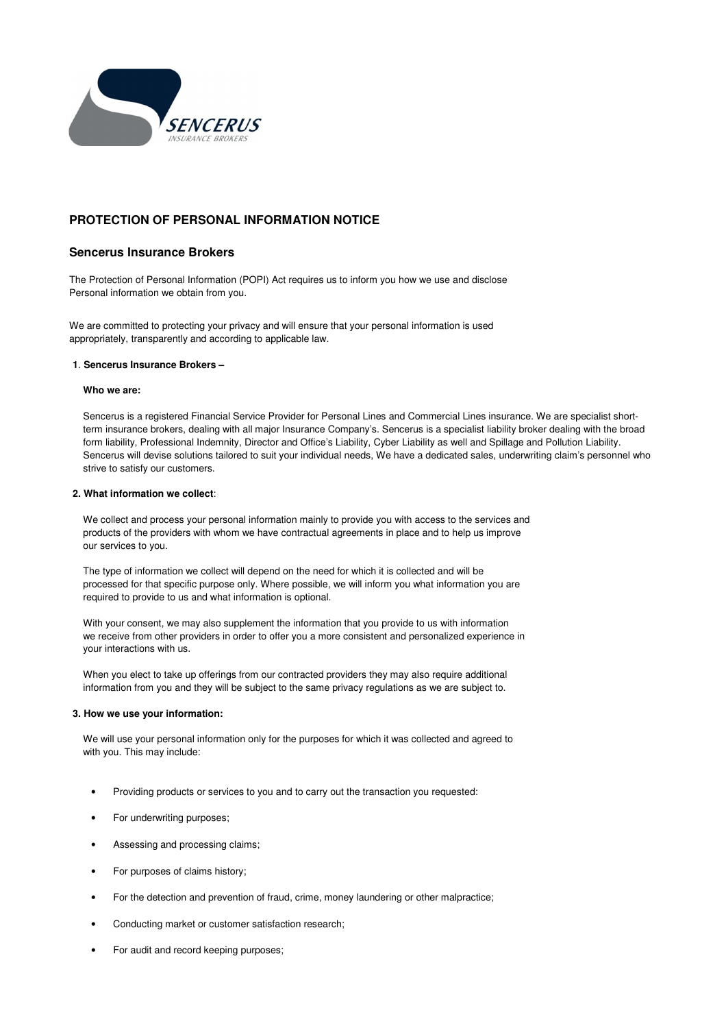SENCERUS
INSURANCE BROKERS

## PROTECTION OF PERSONAL INFORMATION NOTICE

### Sencerus Insurance Brokers

The Protection of Personal Information (POPI) Act requires us to inform you how we use and disclose Personal information we obtain from you.

We are committed to protecting your privacy and will ensure that your personal information is used appropriately, transparently and according to applicable law.

**1. Sencerus Insurance Brokers –**

**Who we are:**

Sencerus is a registered Financial Service Provider for Personal Lines and Commercial Lines insurance. We are specialist short-term insurance brokers, dealing with all major Insurance Company's. Sencerus is a specialist liability broker dealing with the broad form liability, Professional Indemnity, Director and Office's Liability, Cyber Liability as well and Spillage and Pollution Liability. Sencerus will devise solutions tailored to suit your individual needs, We have a dedicated sales, underwriting claim's personnel who strive to satisfy our customers.

**2. What information we collect**:

We collect and process your personal information mainly to provide you with access to the services and products of the providers with whom we have contractual agreements in place and to help us improve our services to you.

The type of information we collect will depend on the need for which it is collected and will be processed for that specific purpose only. Where possible, we will inform you what information you are required to provide to us and what information is optional.

With your consent, we may also supplement the information that you provide to us with information we receive from other providers in order to offer you a more consistent and personalized experience in your interactions with us.

When you elect to take up offerings from our contracted providers they may also require additional information from you and they will be subject to the same privacy regulations as we are subject to.

**3. How we use your information:**

We will use your personal information only for the purposes for which it was collected and agreed to with you. This may include:

- Providing products or services to you and to carry out the transaction you requested:
- For underwriting purposes;
- Assessing and processing claims;
- For purposes of claims history;
- For the detection and prevention of fraud, crime, money laundering or other malpractice;
- Conducting market or customer satisfaction research;
- For audit and record keeping purposes;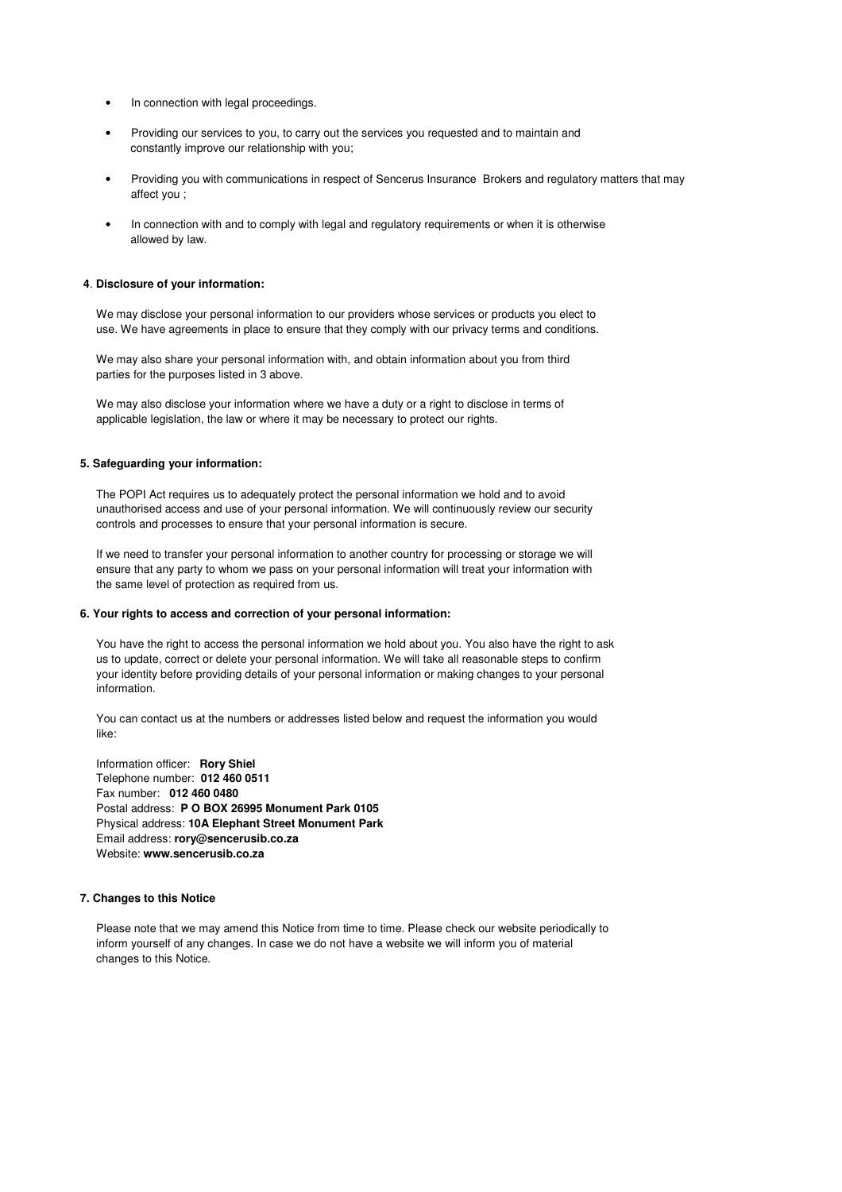- In connection with legal proceedings.
- Providing our services to you, to carry out the services you requested and to maintain and constantly improve our relationship with you;
- Providing you with communications in respect of Sencerus Insurance Brokers and regulatory matters that may affect you ;
- In connection with and to comply with legal and regulatory requirements or when it is otherwise allowed by law.

**4. Disclosure of your information:**

We may disclose your personal information to our providers whose services or products you elect to use. We have agreements in place to ensure that they comply with our privacy terms and conditions.

We may also share your personal information with, and obtain information about you from third parties for the purposes listed in 3 above.

We may also disclose your information where we have a duty or a right to disclose in terms of applicable legislation, the law or where it may be necessary to protect our rights.

**5. Safeguarding your information:**

The POPI Act requires us to adequately protect the personal information we hold and to avoid unauthorised access and use of your personal information. We will continuously review our security controls and processes to ensure that your personal information is secure.

If we need to transfer your personal information to another country for processing or storage we will ensure that any party to whom we pass on your personal information will treat your information with the same level of protection as required from us.

**6. Your rights to access and correction of your personal information:**

You have the right to access the personal information we hold about you. You also have the right to ask us to update, correct or delete your personal information. We will take all reasonable steps to confirm your identity before providing details of your personal information or making changes to your personal information.

You can contact us at the numbers or addresses listed below and request the information you would like:

Information officer: **Rory Shiel**
Telephone number: **012 460 0511**
Fax number: **012 460 0480**
Postal address: **P O BOX 26995 Monument Park 0105**
Physical address: **10A Elephant Street Monument Park**
Email address: **rory@sencerusib.co.za**
Website: **www.sencerusib.co.za**

**7. Changes to this Notice**

Please note that we may amend this Notice from time to time. Please check our website periodically to inform yourself of any changes. In case we do not have a website we will inform you of material changes to this Notice.